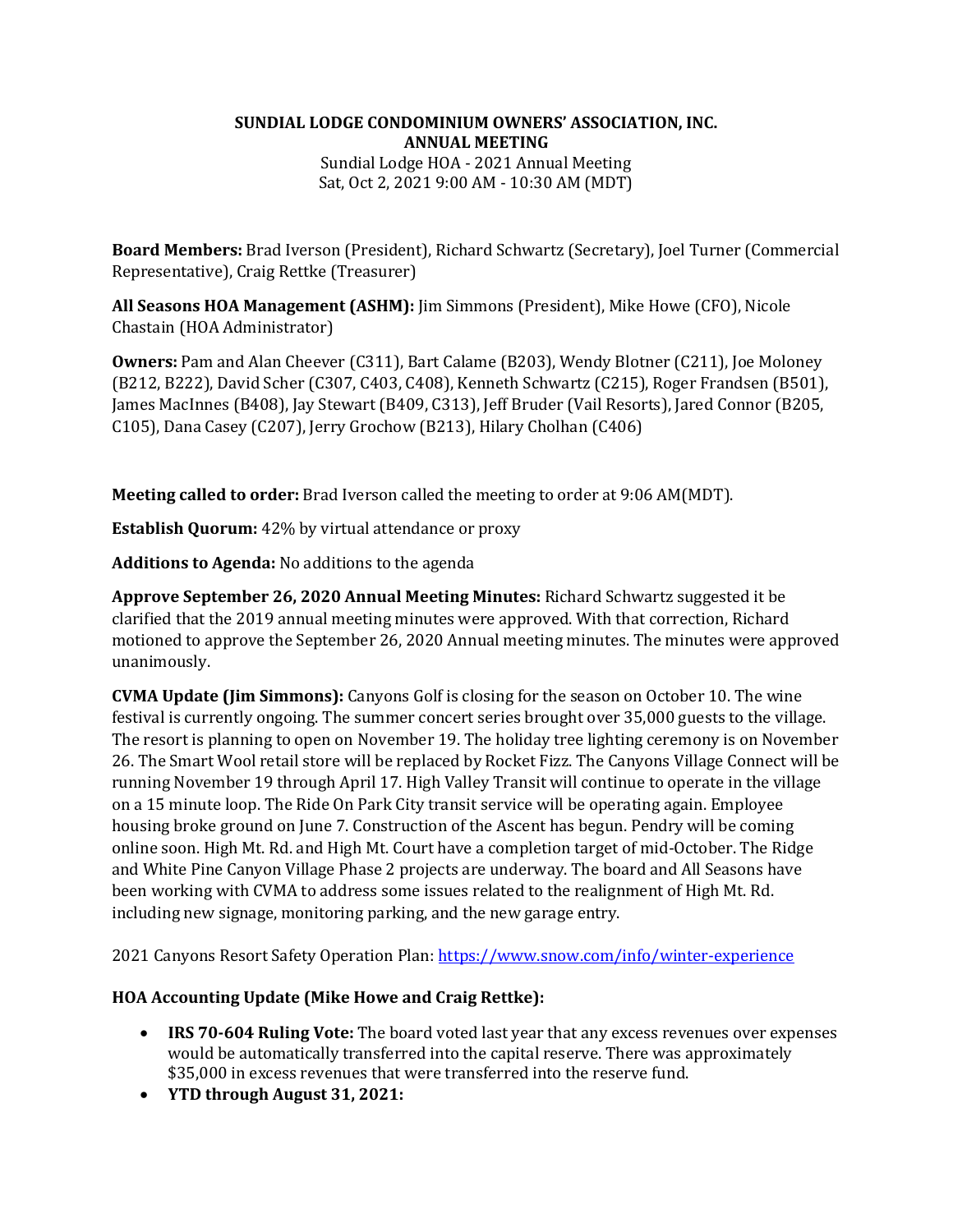**SUNDIAL LODGE CONDOMINIUM OWNERS' ASSOCIATION, INC.**
**ANNUAL MEETING**
Sundial Lodge HOA - 2021 Annual Meeting
Sat, Oct 2, 2021 9:00 AM - 10:30 AM (MDT)

**Board Members:** Brad Iverson (President), Richard Schwartz (Secretary), Joel Turner (Commercial Representative), Craig Rettke (Treasurer)

**All Seasons HOA Management (ASHM):** Jim Simmons (President), Mike Howe (CFO), Nicole Chastain (HOA Administrator)

**Owners:** Pam and Alan Cheever (C311), Bart Calame (B203), Wendy Blotner (C211), Joe Moloney (B212, B222), David Scher (C307, C403, C408), Kenneth Schwartz (C215), Roger Frandsen (B501), James MacInnes (B408), Jay Stewart (B409, C313), Jeff Bruder (Vail Resorts), Jared Connor (B205, C105), Dana Casey (C207), Jerry Grochow (B213), Hilary Cholhan (C406)

**Meeting called to order:** Brad Iverson called the meeting to order at 9:06 AM(MDT).

**Establish Quorum:** 42% by virtual attendance or proxy

**Additions to Agenda:** No additions to the agenda

**Approve September 26, 2020 Annual Meeting Minutes:** Richard Schwartz suggested it be clarified that the 2019 annual meeting minutes were approved. With that correction, Richard motioned to approve the September 26, 2020 Annual meeting minutes. The minutes were approved unanimously.

**CVMA Update (Jim Simmons):** Canyons Golf is closing for the season on October 10. The wine festival is currently ongoing. The summer concert series brought over 35,000 guests to the village. The resort is planning to open on November 19. The holiday tree lighting ceremony is on November 26. The Smart Wool retail store will be replaced by Rocket Fizz. The Canyons Village Connect will be running November 19 through April 17. High Valley Transit will continue to operate in the village on a 15 minute loop. The Ride On Park City transit service will be operating again. Employee housing broke ground on June 7. Construction of the Ascent has begun. Pendry will be coming online soon. High Mt. Rd. and High Mt. Court have a completion target of mid-October. The Ridge and White Pine Canyon Village Phase 2 projects are underway. The board and All Seasons have been working with CVMA to address some issues related to the realignment of High Mt. Rd. including new signage, monitoring parking, and the new garage entry.

2021 Canyons Resort Safety Operation Plan: https://www.snow.com/info/winter-experience

**HOA Accounting Update (Mike Howe and Craig Rettke):**

- **IRS 70-604 Ruling Vote:** The board voted last year that any excess revenues over expenses would be automatically transferred into the capital reserve. There was approximately $35,000 in excess revenues that were transferred into the reserve fund.
- **YTD through August 31, 2021:**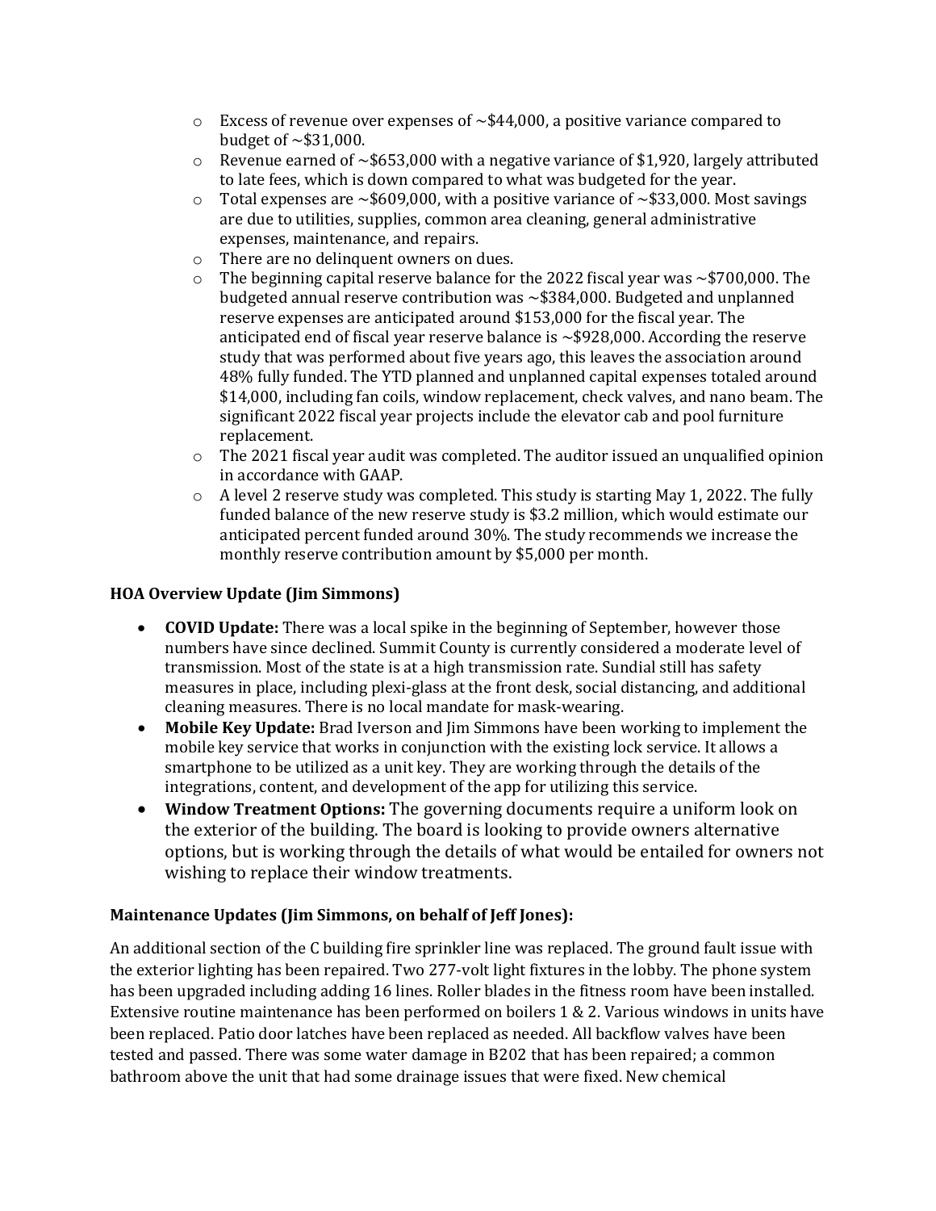- Excess of revenue over expenses of ~$44,000, a positive variance compared to budget of ~$31,000.
- Revenue earned of ~$653,000 with a negative variance of $1,920, largely attributed to late fees, which is down compared to what was budgeted for the year.
- Total expenses are ~$609,000, with a positive variance of ~$33,000. Most savings are due to utilities, supplies, common area cleaning, general administrative expenses, maintenance, and repairs.
- There are no delinquent owners on dues.
- The beginning capital reserve balance for the 2022 fiscal year was ~$700,000. The budgeted annual reserve contribution was ~$384,000. Budgeted and unplanned reserve expenses are anticipated around $153,000 for the fiscal year. The anticipated end of fiscal year reserve balance is ~$928,000. According the reserve study that was performed about five years ago, this leaves the association around 48% fully funded. The YTD planned and unplanned capital expenses totaled around $14,000, including fan coils, window replacement, check valves, and nano beam. The significant 2022 fiscal year projects include the elevator cab and pool furniture replacement.
- The 2021 fiscal year audit was completed. The auditor issued an unqualified opinion in accordance with GAAP.
- A level 2 reserve study was completed. This study is starting May 1, 2022. The fully funded balance of the new reserve study is $3.2 million, which would estimate our anticipated percent funded around 30%. The study recommends we increase the monthly reserve contribution amount by $5,000 per month.

### HOA Overview Update (Jim Simmons)

- **COVID Update:** There was a local spike in the beginning of September, however those numbers have since declined. Summit County is currently considered a moderate level of transmission. Most of the state is at a high transmission rate. Sundial still has safety measures in place, including plexi-glass at the front desk, social distancing, and additional cleaning measures. There is no local mandate for mask-wearing.
- **Mobile Key Update:** Brad Iverson and Jim Simmons have been working to implement the mobile key service that works in conjunction with the existing lock service. It allows a smartphone to be utilized as a unit key. They are working through the details of the integrations, content, and development of the app for utilizing this service.
- **Window Treatment Options:** The governing documents require a uniform look on the exterior of the building. The board is looking to provide owners alternative options, but is working through the details of what would be entailed for owners not wishing to replace their window treatments.

### Maintenance Updates (Jim Simmons, on behalf of Jeff Jones):

An additional section of the C building fire sprinkler line was replaced. The ground fault issue with the exterior lighting has been repaired. Two 277-volt light fixtures in the lobby. The phone system has been upgraded including adding 16 lines. Roller blades in the fitness room have been installed. Extensive routine maintenance has been performed on boilers 1 & 2. Various windows in units have been replaced. Patio door latches have been replaced as needed. All backflow valves have been tested and passed. There was some water damage in B202 that has been repaired; a common bathroom above the unit that had some drainage issues that were fixed. New chemical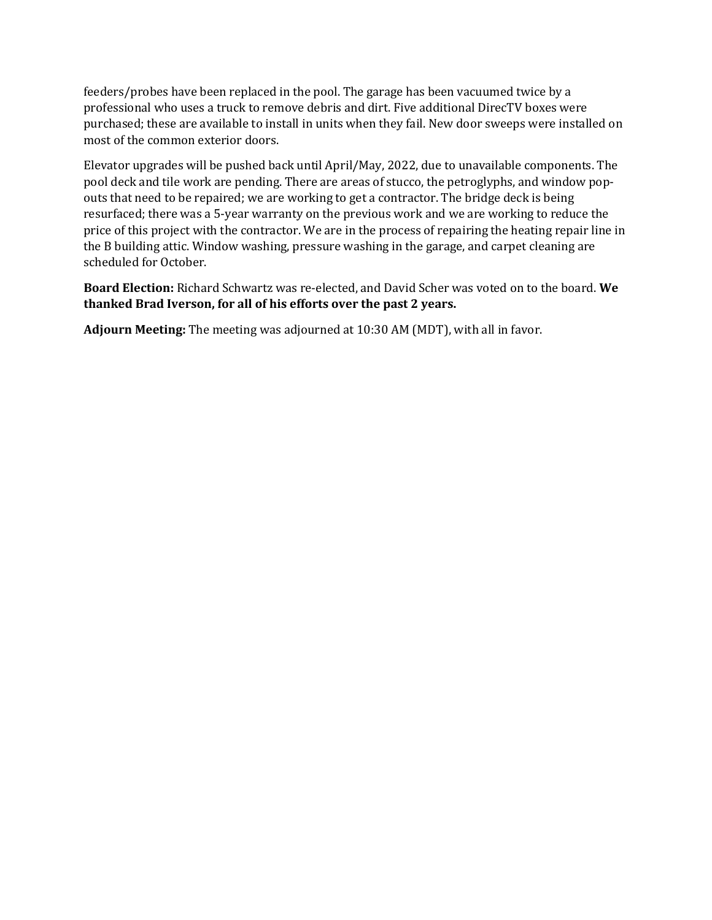feeders/probes have been replaced in the pool. The garage has been vacuumed twice by a professional who uses a truck to remove debris and dirt. Five additional DirecTV boxes were purchased; these are available to install in units when they fail. New door sweeps were installed on most of the common exterior doors.

Elevator upgrades will be pushed back until April/May, 2022, due to unavailable components. The pool deck and tile work are pending. There are areas of stucco, the petroglyphs, and window pop-outs that need to be repaired; we are working to get a contractor. The bridge deck is being resurfaced; there was a 5-year warranty on the previous work and we are working to reduce the price of this project with the contractor. We are in the process of repairing the heating repair line in the B building attic. Window washing, pressure washing in the garage, and carpet cleaning are scheduled for October.

**Board Election:** Richard Schwartz was re-elected, and David Scher was voted on to the board. **We thanked Brad Iverson, for all of his efforts over the past 2 years.**

**Adjourn Meeting:** The meeting was adjourned at 10:30 AM (MDT), with all in favor.